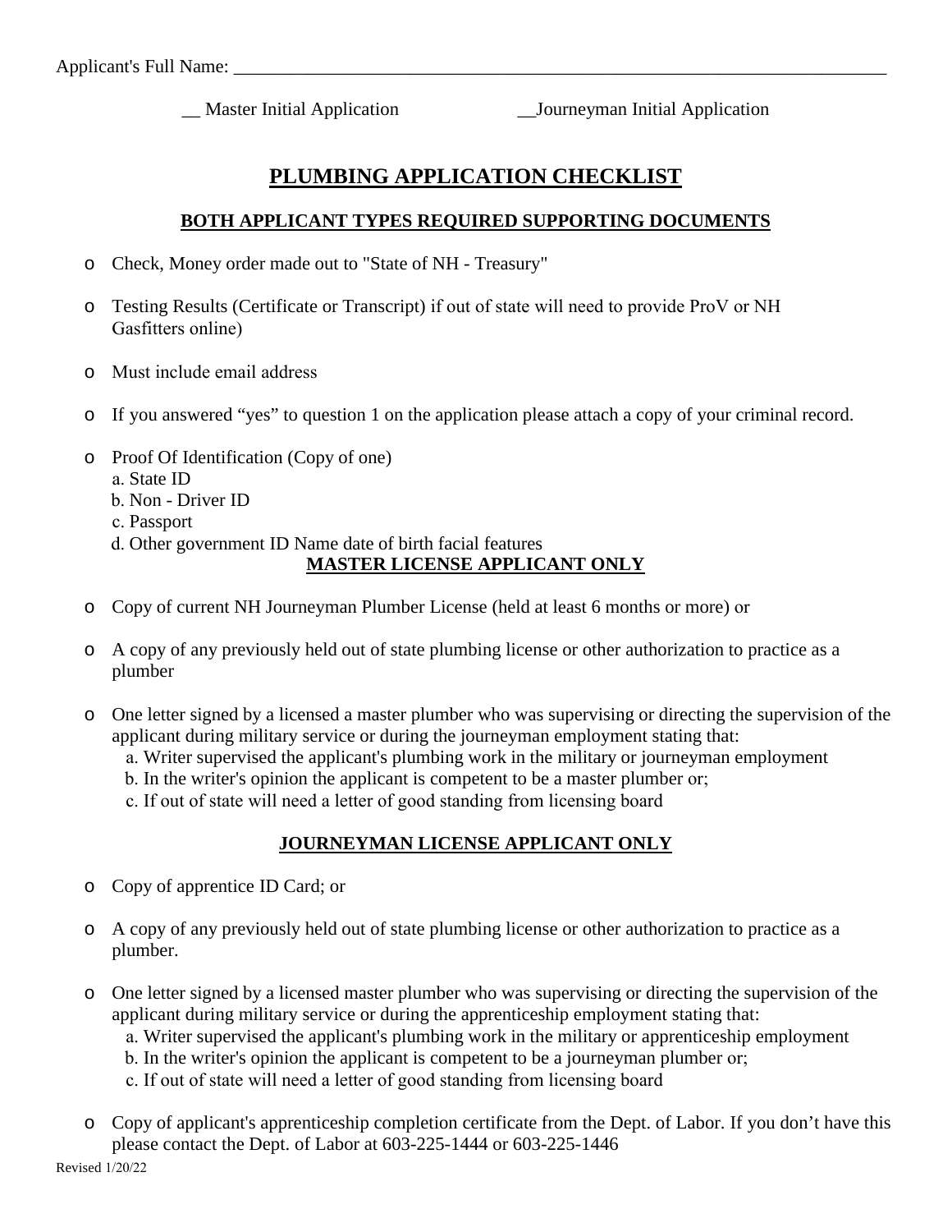Applicant's Full Name: ___________________________________________________________________________

__ Master Initial Application __Journeyman Initial Application

# PLUMBING APPLICATION CHECKLIST

## BOTH APPLICANT TYPES REQUIRED SUPPORTING DOCUMENTS

- Check, Money order made out to "State of NH - Treasury"
- Testing Results (Certificate or Transcript) if out of state will need to provide ProV or NH Gasfitters online)
- Must include email address
- If you answered "yes" to question 1 on the application please attach a copy of your criminal record.
- Proof Of Identification (Copy of one)
  a. State ID
  b. Non - Driver ID
  c. Passport
  d. Other government ID Name date of birth facial features

## MASTER LICENSE APPLICANT ONLY

- Copy of current NH Journeyman Plumber License (held at least 6 months or more) or
- A copy of any previously held out of state plumbing license or other authorization to practice as a plumber
- One letter signed by a licensed a master plumber who was supervising or directing the supervision of the applicant during military service or during the journeyman employment stating that:
  a. Writer supervised the applicant's plumbing work in the military or journeyman employment
  b. In the writer's opinion the applicant is competent to be a master plumber or;
  c. If out of state will need a letter of good standing from licensing board

## JOURNEYMAN LICENSE APPLICANT ONLY

- Copy of apprentice ID Card; or
- A copy of any previously held out of state plumbing license or other authorization to practice as a plumber.
- One letter signed by a licensed master plumber who was supervising or directing the supervision of the applicant during military service or during the apprenticeship employment stating that:
  a. Writer supervised the applicant's plumbing work in the military or apprenticeship employment
  b. In the writer's opinion the applicant is competent to be a journeyman plumber or;
  c. If out of state will need a letter of good standing from licensing board
- Copy of applicant's apprenticeship completion certificate from the Dept. of Labor. If you don't have this please contact the Dept. of Labor at 603-225-1444 or 603-225-1446

Revised 1/20/22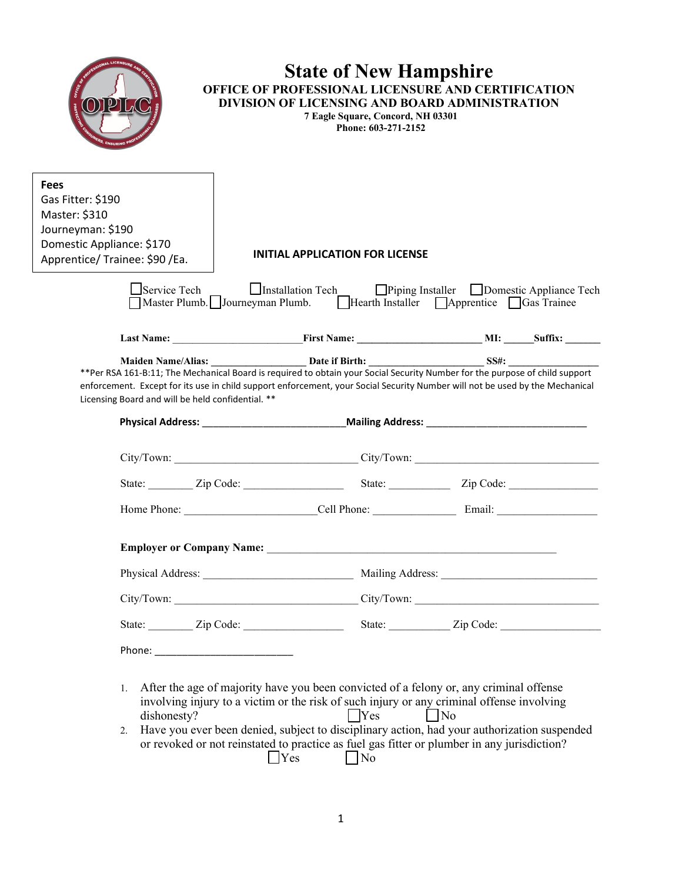# State of New Hampshire

**OFFICE OF PROFESSIONAL LICENSURE AND CERTIFICATION**
**DIVISION OF LICENSING AND BOARD ADMINISTRATION**
**7 Eagle Square, Concord, NH 03301**
**Phone: 603-271-2152**

**Fees**
Gas Fitter: $190
Master: $310
Journeyman: $190
Domestic Appliance: $170
Apprentice/ Trainee: $90 /Ea.

**INITIAL APPLICATION FOR LICENSE**

☐ Service Tech ☐ Installation Tech ☐ Piping Installer ☐ Domestic Appliance Tech
☐ Master Plumb. ☐ Journeyman Plumb. ☐ Hearth Installer ☐ Apprentice ☐ Gas Trainee

**Last Name:** ________________________ **First Name:** ________________________ **MI:** ______ **Suffix:** _______

**Maiden Name/Alias:** __________________ **Date if Birth:** ______________________ **SS#:** _________________

**Per RSA 161-B:11; The Mechanical Board is required to obtain your Social Security Number for the purpose of child support enforcement. Except for its use in child support enforcement, your Social Security Number will not be used by the Mechanical Licensing Board and will be held confidential. **

**Physical Address:** __________________________ **Mailing Address:** _____________________________

City/Town: _________________________________ City/Town: _________________________________

State: ________ Zip Code: __________________ State: ___________ Zip Code: ________________

Home Phone: _______________________ Cell Phone: _______________ Email: __________________

**Employer or Company Name:** ______________________________________________________

Physical Address: ___________________________ Mailing Address: ____________________________

City/Town: _________________________________ City/Town: _________________________________

State: ________ Zip Code: __________________ State: ___________ Zip Code: __________________

Phone: _________________________

1. After the age of majority have you been convicted of a felony or, any criminal offense involving injury to a victim or the risk of such injury or any criminal offense involving dishonesty? ☐ Yes ☐ No
2. Have you ever been denied, subject to disciplinary action, had your authorization suspended or revoked or not reinstated to practice as fuel gas fitter or plumber in any jurisdiction? ☐ Yes ☐ No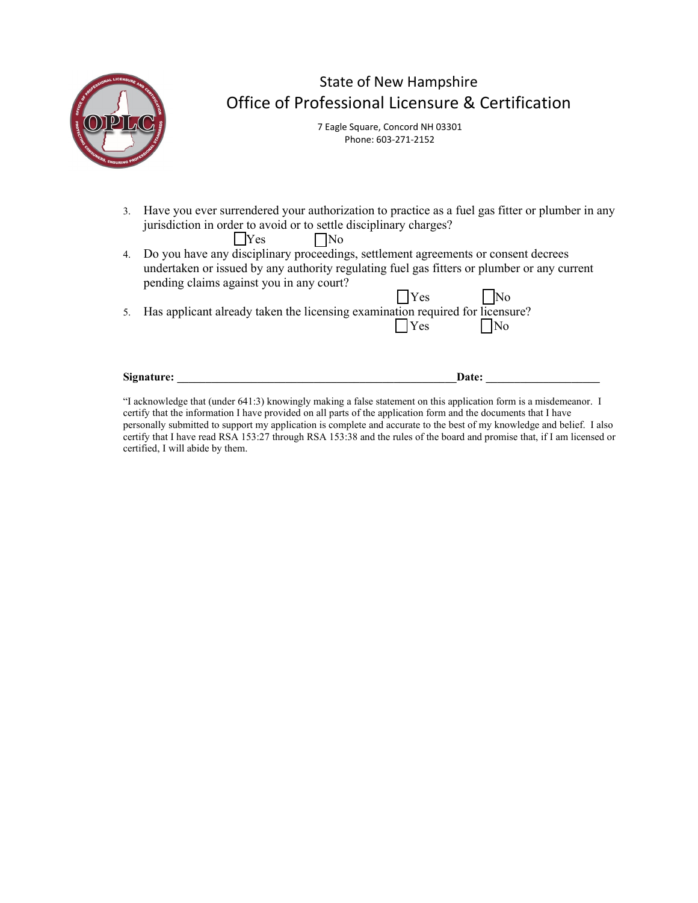State of New Hampshire

# Office of Professional Licensure & Certification

7 Eagle Square, Concord NH 03301
Phone: 603-271-2152

3. Have you ever surrendered your authorization to practice as a fuel gas fitter or plumber in any jurisdiction in order to avoid or to settle disciplinary charges?
   ☐ Yes ☐ No
4. Do you have any disciplinary proceedings, settlement agreements or consent decrees undertaken or issued by any authority regulating fuel gas fitters or plumber or any current pending claims against you in any court?
   ☐ Yes ☐ No
5. Has applicant already taken the licensing examination required for licensure?
   ☐ Yes ☐ No

**Signature: \_\_\_\_\_\_\_\_\_\_\_\_\_\_\_\_\_\_\_\_\_\_\_\_\_\_\_\_\_\_\_\_\_\_\_\_\_\_\_\_\_\_\_\_\_\_\_\_Date: \_\_\_\_\_\_\_\_\_\_\_\_\_\_\_\_\_\_\_\_**

"I acknowledge that (under 641:3) knowingly making a false statement on this application form is a misdemeanor. I certify that the information I have provided on all parts of the application form and the documents that I have personally submitted to support my application is complete and accurate to the best of my knowledge and belief. I also certify that I have read RSA 153:27 through RSA 153:38 and the rules of the board and promise that, if I am licensed or certified, I will abide by them.